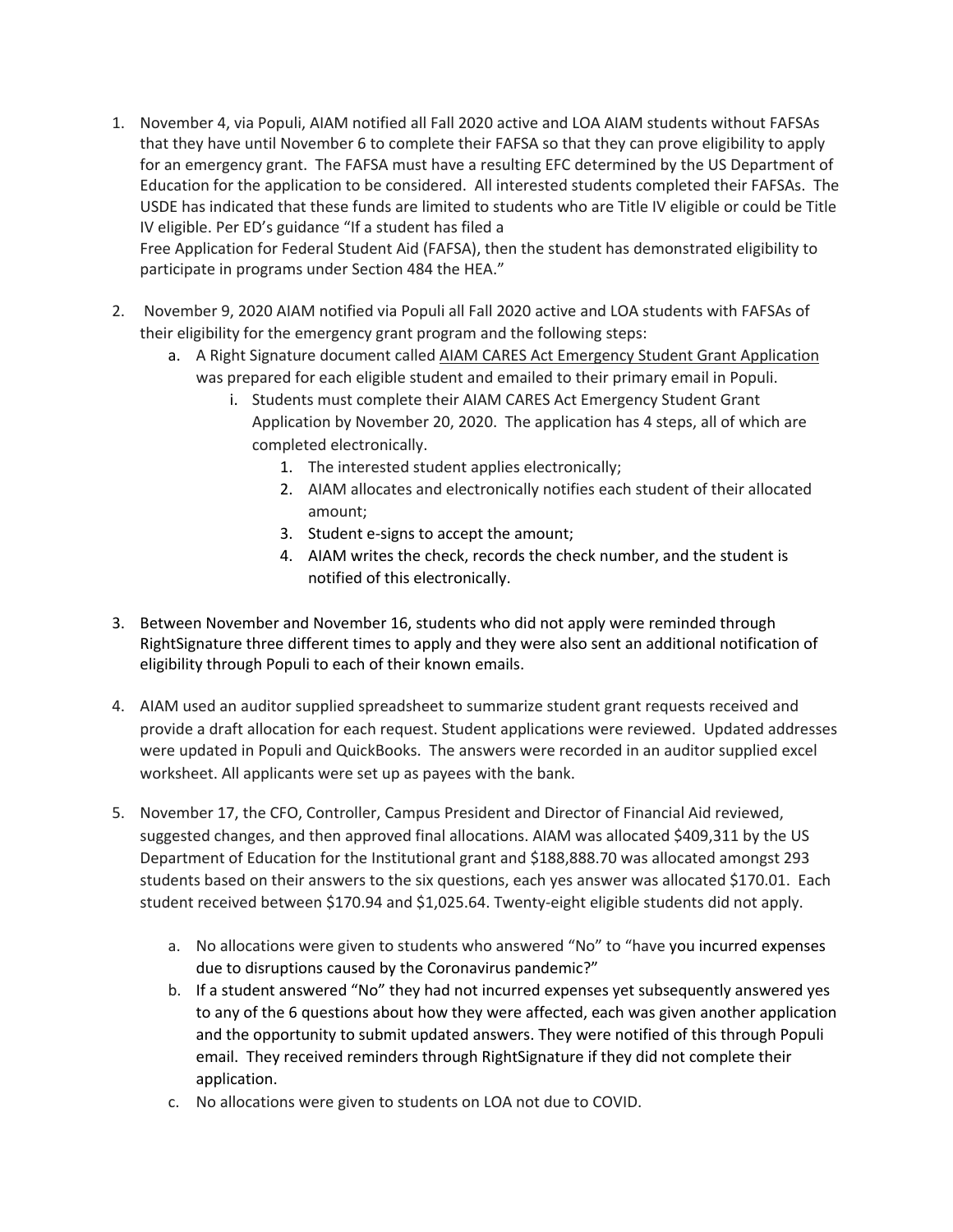1. November 4, via Populi, AIAM notified all Fall 2020 active and LOA AIAM students without FAFSAs that they have until November 6 to complete their FAFSA so that they can prove eligibility to apply for an emergency grant. The FAFSA must have a resulting EFC determined by the US Department of Education for the application to be considered. All interested students completed their FAFSAs. The USDE has indicated that these funds are limited to students who are Title IV eligible or could be Title IV eligible. Per ED's guidance "If a student has filed a Free Application for Federal Student Aid (FAFSA), then the student has demonstrated eligibility to participate in programs under Section 484 the HEA."

2. November 9, 2020 AIAM notified via Populi all Fall 2020 active and LOA students with FAFSAs of their eligibility for the emergency grant program and the following steps:
    a. A Right Signature document called <u>AIAM CARES Act Emergency Student Grant Application</u> was prepared for each eligible student and emailed to their primary email in Populi.
        i. Students must complete their AIAM CARES Act Emergency Student Grant Application by November 20, 2020. The application has 4 steps, all of which are completed electronically.
            1. The interested student applies electronically;
            2. AIAM allocates and electronically notifies each student of their allocated amount;
            3. Student e-signs to accept the amount;
            4. AIAM writes the check, records the check number, and the student is notified of this electronically.

3. Between November and November 16, students who did not apply were reminded through RightSignature three different times to apply and they were also sent an additional notification of eligibility through Populi to each of their known emails.

4. AIAM used an auditor supplied spreadsheet to summarize student grant requests received and provide a draft allocation for each request. Student applications were reviewed. Updated addresses were updated in Populi and QuickBooks. The answers were recorded in an auditor supplied excel worksheet. All applicants were set up as payees with the bank.

5. November 17, the CFO, Controller, Campus President and Director of Financial Aid reviewed, suggested changes, and then approved final allocations. AIAM was allocated $409,311 by the US Department of Education for the Institutional grant and $188,888.70 was allocated amongst 293 students based on their answers to the six questions, each yes answer was allocated $170.01. Each student received between $170.94 and $1,025.64. Twenty-eight eligible students did not apply.
    a. No allocations were given to students who answered "No" to "have you incurred expenses due to disruptions caused by the Coronavirus pandemic?"
    b. If a student answered "No" they had not incurred expenses yet subsequently answered yes to any of the 6 questions about how they were affected, each was given another application and the opportunity to submit updated answers. They were notified of this through Populi email. They received reminders through RightSignature if they did not complete their application.
    c. No allocations were given to students on LOA not due to COVID.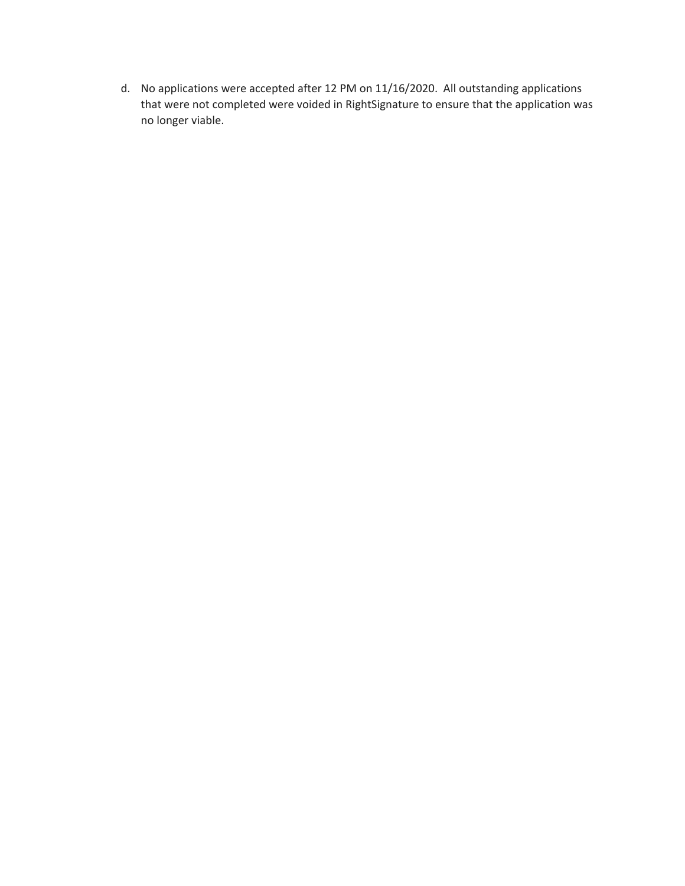d. No applications were accepted after 12 PM on 11/16/2020. All outstanding applications that were not completed were voided in RightSignature to ensure that the application was no longer viable.